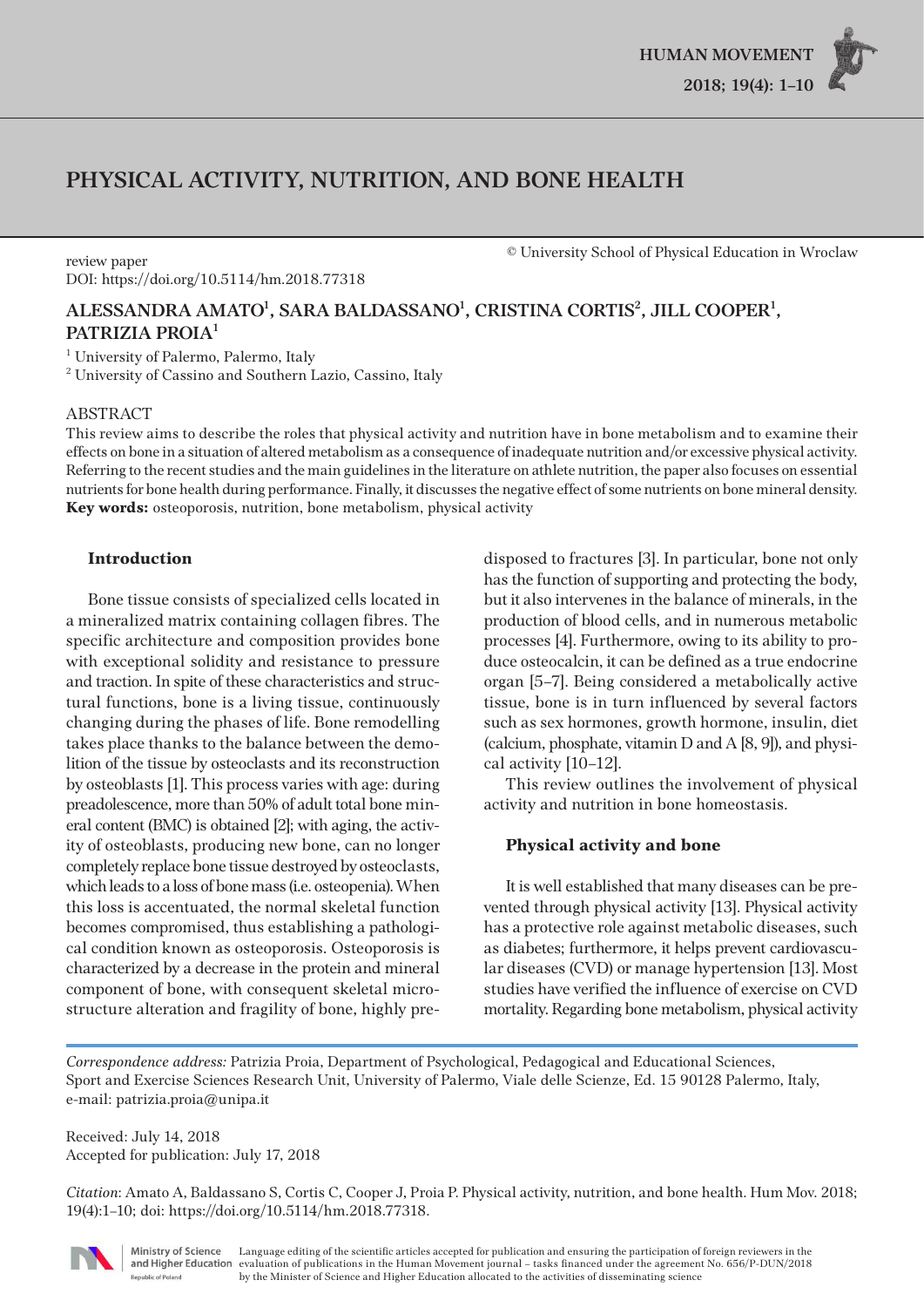# PHYSICAL ACTIVITY, NUTRITION, AND BONE HEALTH

© University School of Physical Education in Wroclaw

review paper
DOI: https://doi.org/10.5114/hm.2018.77318

**ALESSANDRA AMATO[1], SARA BALDASSANO[1], CRISTINA CORTIS[2], JILL COOPER[1], PATRIZIA PROIA[1]**

[1] University of Palermo, Palermo, Italy
[2] University of Cassino and Southern Lazio, Cassino, Italy

## ABSTRACT

This review aims to describe the roles that physical activity and nutrition have in bone metabolism and to examine their effects on bone in a situation of altered metabolism as a consequence of inadequate nutrition and/or excessive physical activity. Referring to the recent studies and the main guidelines in the literature on athlete nutrition, the paper also focuses on essential nutrients for bone health during performance. Finally, it discusses the negative effect of some nutrients on bone mineral density.

**Key words:** osteoporosis, nutrition, bone metabolism, physical activity

## Introduction

Bone tissue consists of specialized cells located in a mineralized matrix containing collagen fibres. The specific architecture and composition provides bone with exceptional solidity and resistance to pressure and traction. In spite of these characteristics and structural functions, bone is a living tissue, continuously changing during the phases of life. Bone remodelling takes place thanks to the balance between the demolition of the tissue by osteoclasts and its reconstruction by osteoblasts [1]. This process varies with age: during preadolescence, more than 50% of adult total bone mineral content (BMC) is obtained [2]; with aging, the activity of osteoblasts, producing new bone, can no longer completely replace bone tissue destroyed by osteoclasts, which leads to a loss of bone mass (i.e. osteopenia). When this loss is accentuated, the normal skeletal function becomes compromised, thus establishing a pathological condition known as osteoporosis. Osteoporosis is characterized by a decrease in the protein and mineral component of bone, with consequent skeletal microstructure alteration and fragility of bone, highly predisposed to fractures [3]. In particular, bone not only has the function of supporting and protecting the body, but it also intervenes in the balance of minerals, in the production of blood cells, and in numerous metabolic processes [4]. Furthermore, owing to its ability to produce osteocalcin, it can be defined as a true endocrine organ [5–7]. Being considered a metabolically active tissue, bone is in turn influenced by several factors such as sex hormones, growth hormone, insulin, diet (calcium, phosphate, vitamin D and A [8, 9]), and physical activity [10–12].

This review outlines the involvement of physical activity and nutrition in bone homeostasis.

## Physical activity and bone

It is well established that many diseases can be prevented through physical activity [13]. Physical activity has a protective role against metabolic diseases, such as diabetes; furthermore, it helps prevent cardiovascular diseases (CVD) or manage hypertension [13]. Most studies have verified the influence of exercise on CVD mortality. Regarding bone metabolism, physical activity

---

*Correspondence address:* Patrizia Proia, Department of Psychological, Pedagogical and Educational Sciences, Sport and Exercise Sciences Research Unit, University of Palermo, Viale delle Scienze, Ed. 15 90128 Palermo, Italy, e-mail: patrizia.proia@unipa.it

Received: July 14, 2018
Accepted for publication: July 17, 2018

*Citation*: Amato A, Baldassano S, Cortis C, Cooper J, Proia P. Physical activity, nutrition, and bone health. Hum Mov. 2018; 19(4):1–10; doi: https://doi.org/10.5114/hm.2018.77318.

Ministry of Science and Higher Education, Republic of Poland — Language editing of the scientific articles accepted for publication and ensuring the participation of foreign reviewers in the evaluation of publications in the Human Movement journal – tasks financed under the agreement No. 656/P-DUN/2018 by the Minister of Science and Higher Education allocated to the activities of disseminating science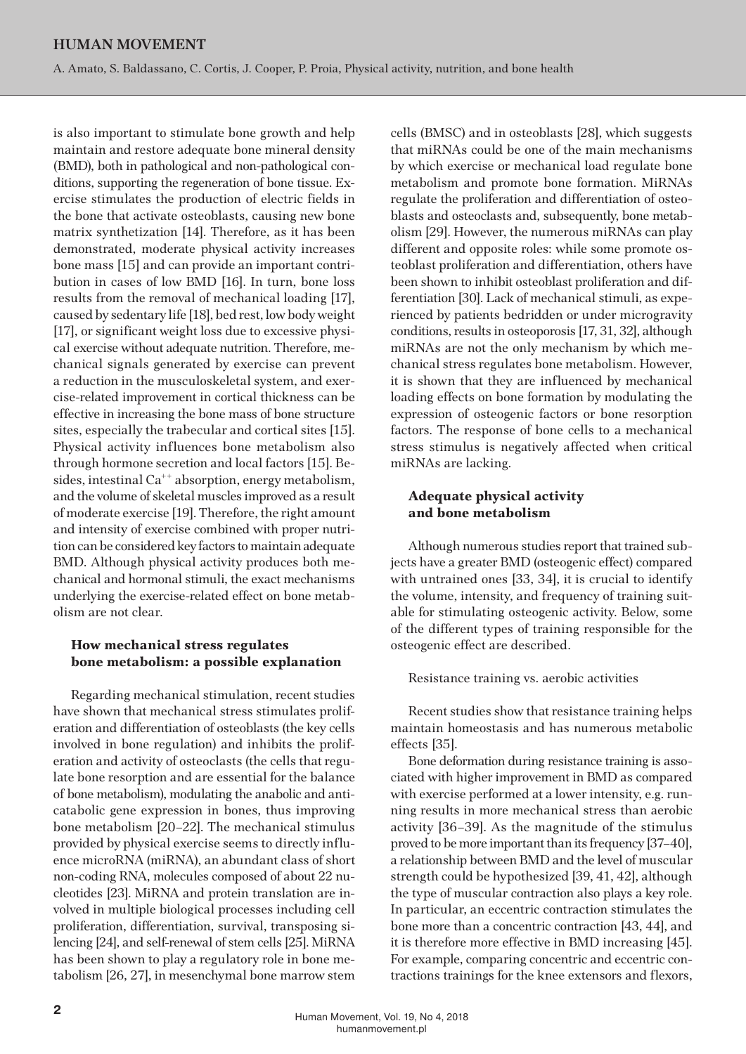is also important to stimulate bone growth and help maintain and restore adequate bone mineral density (BMD), both in pathological and non-pathological conditions, supporting the regeneration of bone tissue. Exercise stimulates the production of electric fields in the bone that activate osteoblasts, causing new bone matrix synthetization [14]. Therefore, as it has been demonstrated, moderate physical activity increases bone mass [15] and can provide an important contribution in cases of low BMD [16]. In turn, bone loss results from the removal of mechanical loading [17], caused by sedentary life [18], bed rest, low body weight [17], or significant weight loss due to excessive physical exercise without adequate nutrition. Therefore, mechanical signals generated by exercise can prevent a reduction in the musculoskeletal system, and exercise-related improvement in cortical thickness can be effective in increasing the bone mass of bone structure sites, especially the trabecular and cortical sites [15]. Physical activity influences bone metabolism also through hormone secretion and local factors [15]. Besides, intestinal $Ca^{++}$ absorption, energy metabolism, and the volume of skeletal muscles improved as a result of moderate exercise [19]. Therefore, the right amount and intensity of exercise combined with proper nutrition can be considered key factors to maintain adequate BMD. Although physical activity produces both mechanical and hormonal stimuli, the exact mechanisms underlying the exercise-related effect on bone metabolism are not clear.

## How mechanical stress regulates bone metabolism: a possible explanation

Regarding mechanical stimulation, recent studies have shown that mechanical stress stimulates proliferation and differentiation of osteoblasts (the key cells involved in bone regulation) and inhibits the proliferation and activity of osteoclasts (the cells that regulate bone resorption and are essential for the balance of bone metabolism), modulating the anabolic and anticatabolic gene expression in bones, thus improving bone metabolism [20–22]. The mechanical stimulus provided by physical exercise seems to directly influence microRNA (miRNA), an abundant class of short non-coding RNA, molecules composed of about 22 nucleotides [23]. MiRNA and protein translation are involved in multiple biological processes including cell proliferation, differentiation, survival, transposing silencing [24], and self-renewal of stem cells [25]. MiRNA has been shown to play a regulatory role in bone metabolism [26, 27], in mesenchymal bone marrow stem cells (BMSC) and in osteoblasts [28], which suggests that miRNAs could be one of the main mechanisms by which exercise or mechanical load regulate bone metabolism and promote bone formation. MiRNAs regulate the proliferation and differentiation of osteoblasts and osteoclasts and, subsequently, bone metabolism [29]. However, the numerous miRNAs can play different and opposite roles: while some promote osteoblast proliferation and differentiation, others have been shown to inhibit osteoblast proliferation and differentiation [30]. Lack of mechanical stimuli, as experienced by patients bedridden or under microgravity conditions, results in osteoporosis [17, 31, 32], although miRNAs are not the only mechanism by which mechanical stress regulates bone metabolism. However, it is shown that they are influenced by mechanical loading effects on bone formation by modulating the expression of osteogenic factors or bone resorption factors. The response of bone cells to a mechanical stress stimulus is negatively affected when critical miRNAs are lacking.

## Adequate physical activity and bone metabolism

Although numerous studies report that trained subjects have a greater BMD (osteogenic effect) compared with untrained ones [33, 34], it is crucial to identify the volume, intensity, and frequency of training suitable for stimulating osteogenic activity. Below, some of the different types of training responsible for the osteogenic effect are described.

### Resistance training vs. aerobic activities

Recent studies show that resistance training helps maintain homeostasis and has numerous metabolic effects [35].

Bone deformation during resistance training is associated with higher improvement in BMD as compared with exercise performed at a lower intensity, e.g. running results in more mechanical stress than aerobic activity [36–39]. As the magnitude of the stimulus proved to be more important than its frequency [37–40], a relationship between BMD and the level of muscular strength could be hypothesized [39, 41, 42], although the type of muscular contraction also plays a key role. In particular, an eccentric contraction stimulates the bone more than a concentric contraction [43, 44], and it is therefore more effective in BMD increasing [45]. For example, comparing concentric and eccentric contractions trainings for the knee extensors and flexors,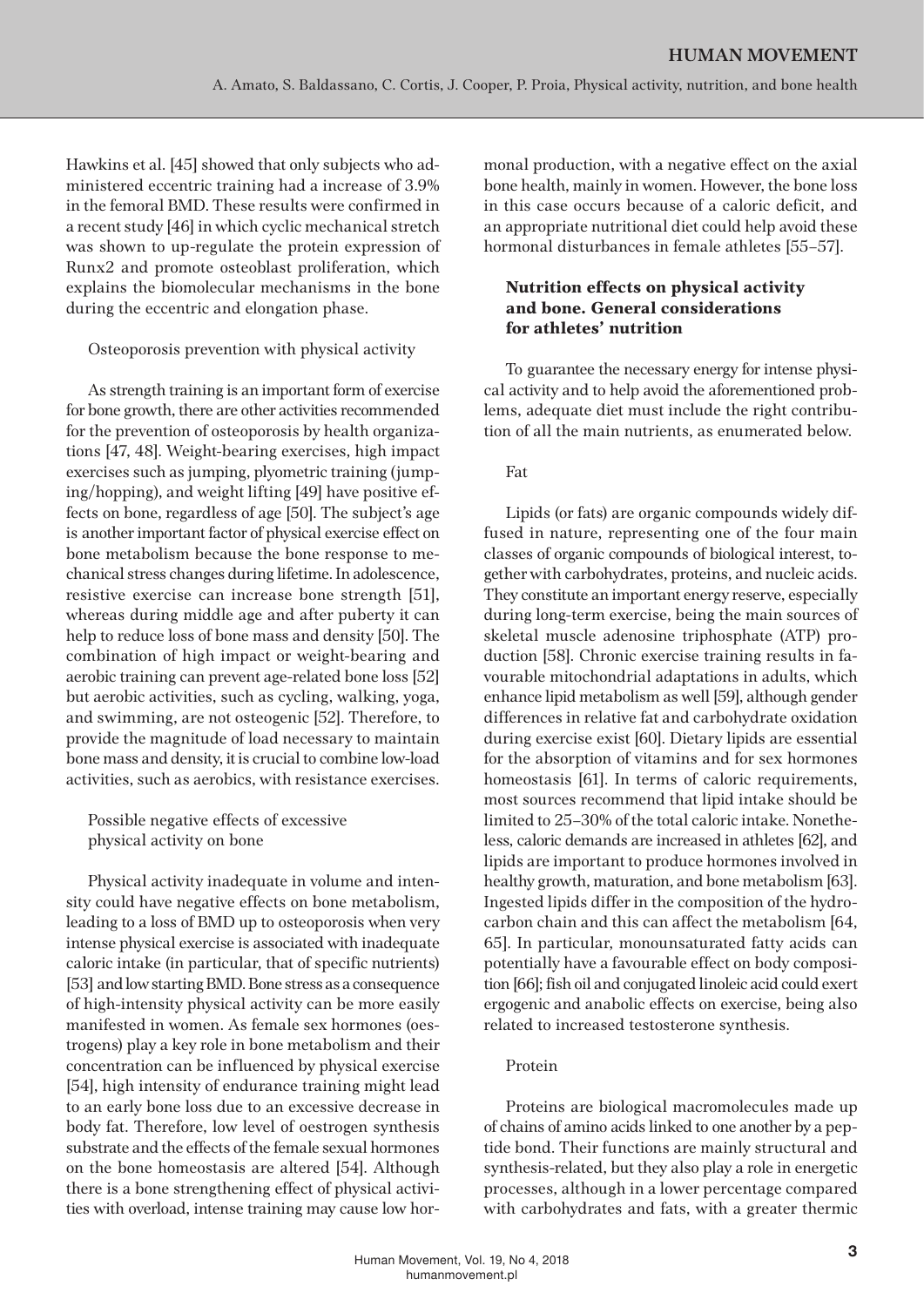Hawkins et al. [45] showed that only subjects who administered eccentric training had a increase of 3.9% in the femoral BMD. These results were confirmed in a recent study [46] in which cyclic mechanical stretch was shown to up-regulate the protein expression of Runx2 and promote osteoblast proliferation, which explains the biomolecular mechanisms in the bone during the eccentric and elongation phase.

### Osteoporosis prevention with physical activity

As strength training is an important form of exercise for bone growth, there are other activities recommended for the prevention of osteoporosis by health organizations [47, 48]. Weight-bearing exercises, high impact exercises such as jumping, plyometric training (jumping/hopping), and weight lifting [49] have positive effects on bone, regardless of age [50]. The subject's age is another important factor of physical exercise effect on bone metabolism because the bone response to mechanical stress changes during lifetime. In adolescence, resistive exercise can increase bone strength [51], whereas during middle age and after puberty it can help to reduce loss of bone mass and density [50]. The combination of high impact or weight-bearing and aerobic training can prevent age-related bone loss [52] but aerobic activities, such as cycling, walking, yoga, and swimming, are not osteogenic [52]. Therefore, to provide the magnitude of load necessary to maintain bone mass and density, it is crucial to combine low-load activities, such as aerobics, with resistance exercises.

### Possible negative effects of excessive physical activity on bone

Physical activity inadequate in volume and intensity could have negative effects on bone metabolism, leading to a loss of BMD up to osteoporosis when very intense physical exercise is associated with inadequate caloric intake (in particular, that of specific nutrients) [53] and low starting BMD. Bone stress as a consequence of high-intensity physical activity can be more easily manifested in women. As female sex hormones (oestrogens) play a key role in bone metabolism and their concentration can be influenced by physical exercise [54], high intensity of endurance training might lead to an early bone loss due to an excessive decrease in body fat. Therefore, low level of oestrogen synthesis substrate and the effects of the female sexual hormones on the bone homeostasis are altered [54]. Although there is a bone strengthening effect of physical activities with overload, intense training may cause low hormonal production, with a negative effect on the axial bone health, mainly in women. However, the bone loss in this case occurs because of a caloric deficit, and an appropriate nutritional diet could help avoid these hormonal disturbances in female athletes [55–57].

## Nutrition effects on physical activity and bone. General considerations for athletes' nutrition

To guarantee the necessary energy for intense physical activity and to help avoid the aforementioned problems, adequate diet must include the right contribution of all the main nutrients, as enumerated below.

### Fat

Lipids (or fats) are organic compounds widely diffused in nature, representing one of the four main classes of organic compounds of biological interest, together with carbohydrates, proteins, and nucleic acids. They constitute an important energy reserve, especially during long-term exercise, being the main sources of skeletal muscle adenosine triphosphate (ATP) production [58]. Chronic exercise training results in favourable mitochondrial adaptations in adults, which enhance lipid metabolism as well [59], although gender differences in relative fat and carbohydrate oxidation during exercise exist [60]. Dietary lipids are essential for the absorption of vitamins and for sex hormones homeostasis [61]. In terms of caloric requirements, most sources recommend that lipid intake should be limited to 25–30% of the total caloric intake. Nonetheless, caloric demands are increased in athletes [62], and lipids are important to produce hormones involved in healthy growth, maturation, and bone metabolism [63]. Ingested lipids differ in the composition of the hydrocarbon chain and this can affect the metabolism [64, 65]. In particular, monounsaturated fatty acids can potentially have a favourable effect on body composition [66]; fish oil and conjugated linoleic acid could exert ergogenic and anabolic effects on exercise, being also related to increased testosterone synthesis.

### Protein

Proteins are biological macromolecules made up of chains of amino acids linked to one another by a peptide bond. Their functions are mainly structural and synthesis-related, but they also play a role in energetic processes, although in a lower percentage compared with carbohydrates and fats, with a greater thermic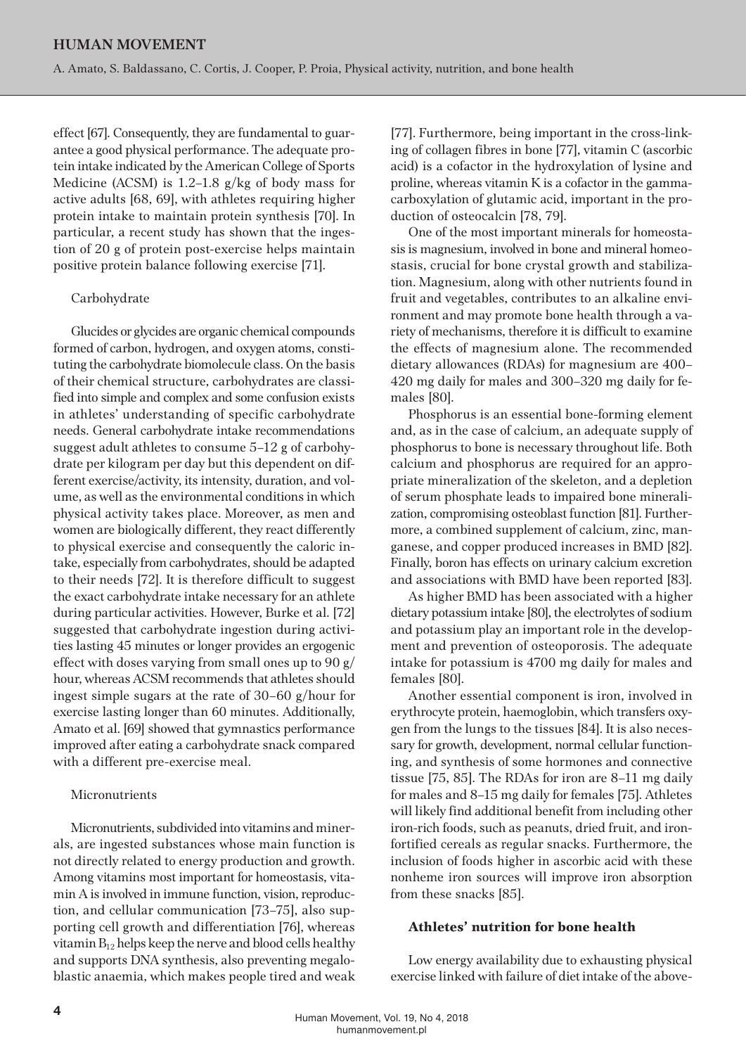effect [67]. Consequently, they are fundamental to guarantee a good physical performance. The adequate protein intake indicated by the American College of Sports Medicine (ACSM) is 1.2–1.8 g/kg of body mass for active adults [68, 69], with athletes requiring higher protein intake to maintain protein synthesis [70]. In particular, a recent study has shown that the ingestion of 20 g of protein post-exercise helps maintain positive protein balance following exercise [71].

Carbohydrate

Glucides or glycides are organic chemical compounds formed of carbon, hydrogen, and oxygen atoms, constituting the carbohydrate biomolecule class. On the basis of their chemical structure, carbohydrates are classified into simple and complex and some confusion exists in athletes' understanding of specific carbohydrate needs. General carbohydrate intake recommendations suggest adult athletes to consume 5–12 g of carbohydrate per kilogram per day but this dependent on different exercise/activity, its intensity, duration, and volume, as well as the environmental conditions in which physical activity takes place. Moreover, as men and women are biologically different, they react differently to physical exercise and consequently the caloric intake, especially from carbohydrates, should be adapted to their needs [72]. It is therefore difficult to suggest the exact carbohydrate intake necessary for an athlete during particular activities. However, Burke et al. [72] suggested that carbohydrate ingestion during activities lasting 45 minutes or longer provides an ergogenic effect with doses varying from small ones up to 90 g/hour, whereas ACSM recommends that athletes should ingest simple sugars at the rate of 30–60 g/hour for exercise lasting longer than 60 minutes. Additionally, Amato et al. [69] showed that gymnastics performance improved after eating a carbohydrate snack compared with a different pre-exercise meal.

Micronutrients

Micronutrients, subdivided into vitamins and minerals, are ingested substances whose main function is not directly related to energy production and growth. Among vitamins most important for homeostasis, vitamin A is involved in immune function, vision, reproduction, and cellular communication [73–75], also supporting cell growth and differentiation [76], whereas vitamin $B_{12}$ helps keep the nerve and blood cells healthy and supports DNA synthesis, also preventing megaloblastic anaemia, which makes people tired and weak [77]. Furthermore, being important in the cross-linking of collagen fibres in bone [77], vitamin C (ascorbic acid) is a cofactor in the hydroxylation of lysine and proline, whereas vitamin K is a cofactor in the gamma-carboxylation of glutamic acid, important in the production of osteocalcin [78, 79].

One of the most important minerals for homeostasis is magnesium, involved in bone and mineral homeostasis, crucial for bone crystal growth and stabilization. Magnesium, along with other nutrients found in fruit and vegetables, contributes to an alkaline environment and may promote bone health through a variety of mechanisms, therefore it is difficult to examine the effects of magnesium alone. The recommended dietary allowances (RDAs) for magnesium are 400–420 mg daily for males and 300–320 mg daily for females [80].

Phosphorus is an essential bone-forming element and, as in the case of calcium, an adequate supply of phosphorus to bone is necessary throughout life. Both calcium and phosphorus are required for an appropriate mineralization of the skeleton, and a depletion of serum phosphate leads to impaired bone mineralization, compromising osteoblast function [81]. Furthermore, a combined supplement of calcium, zinc, manganese, and copper produced increases in BMD [82]. Finally, boron has effects on urinary calcium excretion and associations with BMD have been reported [83].

As higher BMD has been associated with a higher dietary potassium intake [80], the electrolytes of sodium and potassium play an important role in the development and prevention of osteoporosis. The adequate intake for potassium is 4700 mg daily for males and females [80].

Another essential component is iron, involved in erythrocyte protein, haemoglobin, which transfers oxygen from the lungs to the tissues [84]. It is also necessary for growth, development, normal cellular functioning, and synthesis of some hormones and connective tissue [75, 85]. The RDAs for iron are 8–11 mg daily for males and 8–15 mg daily for females [75]. Athletes will likely find additional benefit from including other iron-rich foods, such as peanuts, dried fruit, and iron-fortified cereals as regular snacks. Furthermore, the inclusion of foods higher in ascorbic acid with these nonheme iron sources will improve iron absorption from these snacks [85].

## Athletes' nutrition for bone health

Low energy availability due to exhausting physical exercise linked with failure of diet intake of the above-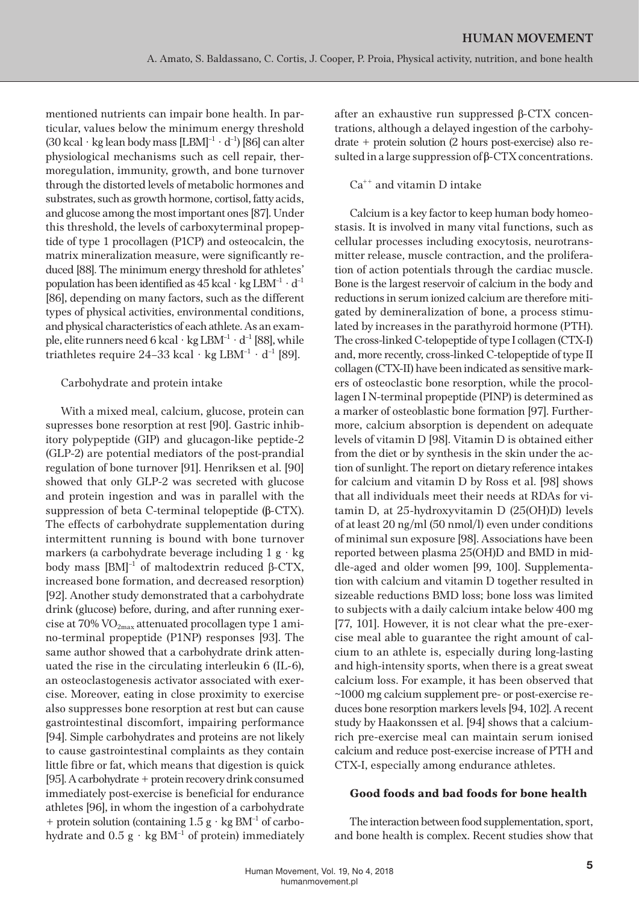mentioned nutrients can impair bone health. In particular, values below the minimum energy threshold (30 kcal · kg lean body mass [LBM]$^{-1}$ · d$^{-1}$) [86] can alter physiological mechanisms such as cell repair, thermoregulation, immunity, growth, and bone turnover through the distorted levels of metabolic hormones and substrates, such as growth hormone, cortisol, fatty acids, and glucose among the most important ones [87]. Under this threshold, the levels of carboxyterminal propeptide of type 1 procollagen (P1CP) and osteocalcin, the matrix mineralization measure, were significantly reduced [88]. The minimum energy threshold for athletes' population has been identified as 45 kcal · kg LBM$^{-1}$ · d$^{-1}$ [86], depending on many factors, such as the different types of physical activities, environmental conditions, and physical characteristics of each athlete. As an example, elite runners need 6 kcal · kg LBM$^{-1}$ · d$^{-1}$ [88], while triathletes require 24–33 kcal · kg LBM$^{-1}$ · d$^{-1}$ [89].

### Carbohydrate and protein intake

With a mixed meal, calcium, glucose, protein can supresses bone resorption at rest [90]. Gastric inhibitory polypeptide (GIP) and glucagon-like peptide-2 (GLP-2) are potential mediators of the post-prandial regulation of bone turnover [91]. Henriksen et al. [90] showed that only GLP-2 was secreted with glucose and protein ingestion and was in parallel with the suppression of beta C-terminal telopeptide (β-CTX). The effects of carbohydrate supplementation during intermittent running is bound with bone turnover markers (a carbohydrate beverage including 1 g · kg body mass [BM]$^{-1}$ of maltodextrin reduced β-CTX, increased bone formation, and decreased resorption) [92]. Another study demonstrated that a carbohydrate drink (glucose) before, during, and after running exercise at 70% $VO_{2max}$ attenuated procollagen type 1 amino-terminal propeptide (P1NP) responses [93]. The same author showed that a carbohydrate drink attenuated the rise in the circulating interleukin 6 (IL-6), an osteoclastogenesis activator associated with exercise. Moreover, eating in close proximity to exercise also suppresses bone resorption at rest but can cause gastrointestinal discomfort, impairing performance [94]. Simple carbohydrates and proteins are not likely to cause gastrointestinal complaints as they contain little fibre or fat, which means that digestion is quick [95]. A carbohydrate + protein recovery drink consumed immediately post-exercise is beneficial for endurance athletes [96], in whom the ingestion of a carbohydrate + protein solution (containing 1.5 g · kg BM$^{-1}$ of carbohydrate and 0.5 g · kg BM$^{-1}$ of protein) immediately after an exhaustive run suppressed β-CTX concentrations, although a delayed ingestion of the carbohydrate + protein solution (2 hours post-exercise) also resulted in a large suppression of β-CTX concentrations.

### $Ca^{++}$ and vitamin D intake

Calcium is a key factor to keep human body homeostasis. It is involved in many vital functions, such as cellular processes including exocytosis, neurotransmitter release, muscle contraction, and the proliferation of action potentials through the cardiac muscle. Bone is the largest reservoir of calcium in the body and reductions in serum ionized calcium are therefore mitigated by demineralization of bone, a process stimulated by increases in the parathyroid hormone (PTH). The cross-linked C-telopeptide of type I collagen (CTX-I) and, more recently, cross-linked C-telopeptide of type II collagen (CTX-II) have been indicated as sensitive markers of osteoclastic bone resorption, while the procollagen I N-terminal propeptide (PINP) is determined as a marker of osteoblastic bone formation [97]. Furthermore, calcium absorption is dependent on adequate levels of vitamin D [98]. Vitamin D is obtained either from the diet or by synthesis in the skin under the action of sunlight. The report on dietary reference intakes for calcium and vitamin D by Ross et al. [98] shows that all individuals meet their needs at RDAs for vitamin D, at 25-hydroxyvitamin D (25(OH)D) levels of at least 20 ng/ml (50 nmol/l) even under conditions of minimal sun exposure [98]. Associations have been reported between plasma 25(OH)D and BMD in middle-aged and older women [99, 100]. Supplementation with calcium and vitamin D together resulted in sizeable reductions BMD loss; bone loss was limited to subjects with a daily calcium intake below 400 mg [77, 101]. However, it is not clear what the pre-exercise meal able to guarantee the right amount of calcium to an athlete is, especially during long-lasting and high-intensity sports, when there is a great sweat calcium loss. For example, it has been observed that ~1000 mg calcium supplement pre- or post-exercise reduces bone resorption markers levels [94, 102]. A recent study by Haakonssen et al. [94] shows that a calcium-rich pre-exercise meal can maintain serum ionised calcium and reduce post-exercise increase of PTH and CTX-I, especially among endurance athletes.

## Good foods and bad foods for bone health

The interaction between food supplementation, sport, and bone health is complex. Recent studies show that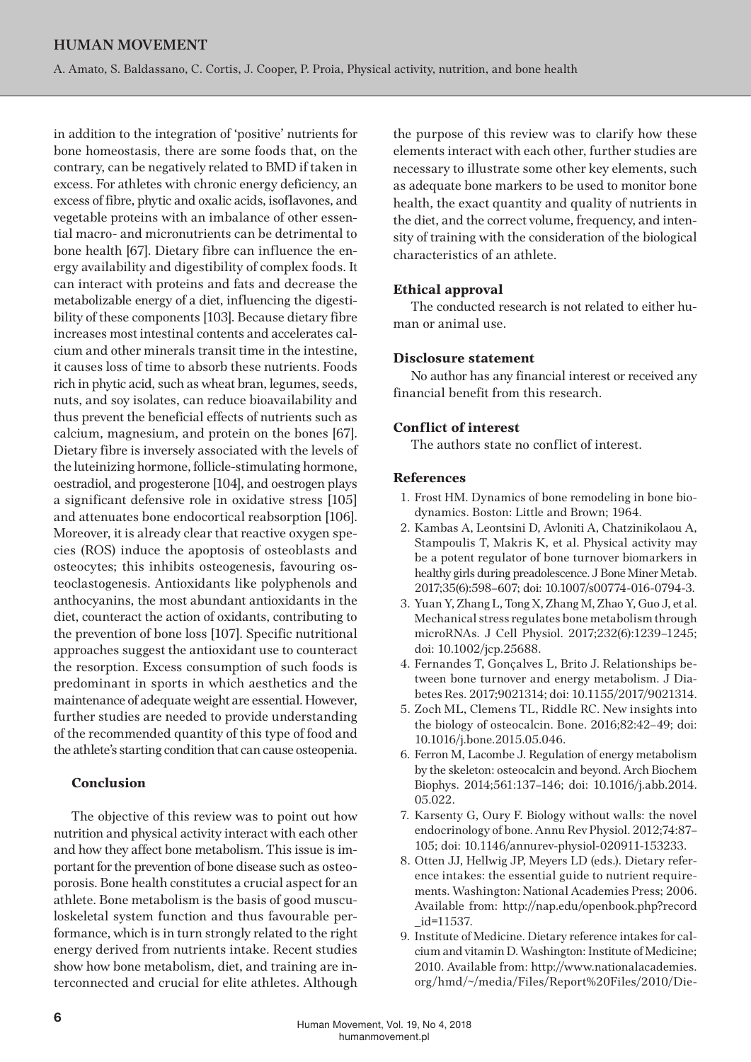in addition to the integration of 'positive' nutrients for bone homeostasis, there are some foods that, on the contrary, can be negatively related to BMD if taken in excess. For athletes with chronic energy deficiency, an excess of fibre, phytic and oxalic acids, isoflavones, and vegetable proteins with an imbalance of other essential macro- and micronutrients can be detrimental to bone health [67]. Dietary fibre can influence the energy availability and digestibility of complex foods. It can interact with proteins and fats and decrease the metabolizable energy of a diet, influencing the digestibility of these components [103]. Because dietary fibre increases most intestinal contents and accelerates calcium and other minerals transit time in the intestine, it causes loss of time to absorb these nutrients. Foods rich in phytic acid, such as wheat bran, legumes, seeds, nuts, and soy isolates, can reduce bioavailability and thus prevent the beneficial effects of nutrients such as calcium, magnesium, and protein on the bones [67]. Dietary fibre is inversely associated with the levels of the luteinizing hormone, follicle-stimulating hormone, oestradiol, and progesterone [104], and oestrogen plays a significant defensive role in oxidative stress [105] and attenuates bone endocortical reabsorption [106]. Moreover, it is already clear that reactive oxygen species (ROS) induce the apoptosis of osteoblasts and osteocytes; this inhibits osteogenesis, favouring osteoclastogenesis. Antioxidants like polyphenols and anthocyanins, the most abundant antioxidants in the diet, counteract the action of oxidants, contributing to the prevention of bone loss [107]. Specific nutritional approaches suggest the antioxidant use to counteract the resorption. Excess consumption of such foods is predominant in sports in which aesthetics and the maintenance of adequate weight are essential. However, further studies are needed to provide understanding of the recommended quantity of this type of food and the athlete's starting condition that can cause osteopenia.

## Conclusion

The objective of this review was to point out how nutrition and physical activity interact with each other and how they affect bone metabolism. This issue is important for the prevention of bone disease such as osteoporosis. Bone health constitutes a crucial aspect for an athlete. Bone metabolism is the basis of good musculoskeletal system function and thus favourable performance, which is in turn strongly related to the right energy derived from nutrients intake. Recent studies show how bone metabolism, diet, and training are interconnected and crucial for elite athletes. Although the purpose of this review was to clarify how these elements interact with each other, further studies are necessary to illustrate some other key elements, such as adequate bone markers to be used to monitor bone health, the exact quantity and quality of nutrients in the diet, and the correct volume, frequency, and intensity of training with the consideration of the biological characteristics of an athlete.

### Ethical approval

The conducted research is not related to either human or animal use.

### Disclosure statement

No author has any financial interest or received any financial benefit from this research.

### Conflict of interest

The authors state no conflict of interest.

## References

1. Frost HM. Dynamics of bone remodeling in bone biodynamics. Boston: Little and Brown; 1964.
2. Kambas A, Leontsini D, Avloniti A, Chatzinikolaou A, Stampoulis T, Makris K, et al. Physical activity may be a potent regulator of bone turnover biomarkers in healthy girls during preadolescence. J Bone Miner Metab. 2017;35(6):598–607; doi: 10.1007/s00774-016-0794-3.
3. Yuan Y, Zhang L, Tong X, Zhang M, Zhao Y, Guo J, et al. Mechanical stress regulates bone metabolism through microRNAs. J Cell Physiol. 2017;232(6):1239–1245; doi: 10.1002/jcp.25688.
4. Fernandes T, Gonçalves L, Brito J. Relationships between bone turnover and energy metabolism. J Diabetes Res. 2017;9021314; doi: 10.1155/2017/9021314.
5. Zoch ML, Clemens TL, Riddle RC. New insights into the biology of osteocalcin. Bone. 2016;82:42–49; doi: 10.1016/j.bone.2015.05.046.
6. Ferron M, Lacombe J. Regulation of energy metabolism by the skeleton: osteocalcin and beyond. Arch Biochem Biophys. 2014;561:137–146; doi: 10.1016/j.abb.2014.05.022.
7. Karsenty G, Oury F. Biology without walls: the novel endocrinology of bone. Annu Rev Physiol. 2012;74:87–105; doi: 10.1146/annurev-physiol-020911-153233.
8. Otten JJ, Hellwig JP, Meyers LD (eds.). Dietary reference intakes: the essential guide to nutrient requirements. Washington: National Academies Press; 2006. Available from: http://nap.edu/openbook.php?record_id=11537.
9. Institute of Medicine. Dietary reference intakes for calcium and vitamin D. Washington: Institute of Medicine; 2010. Available from: http://www.nationalacademies.org/hmd/~/media/Files/Report%20Files/2010/Die-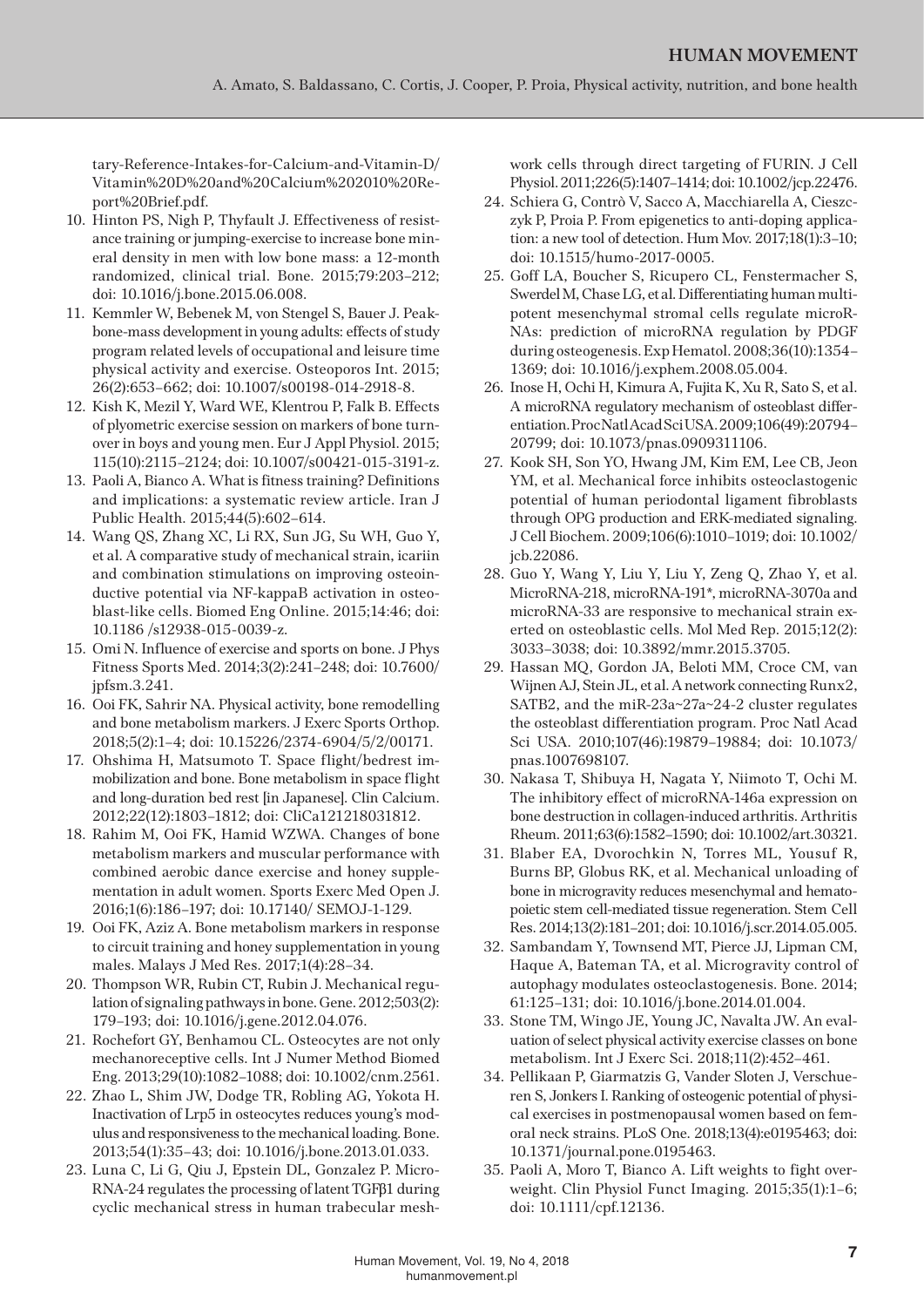tary-Reference-Intakes-for-Calcium-and-Vitamin-D/Vitamin%20D%20and%20Calcium%202010%20Report%20Brief.pdf.

10. Hinton PS, Nigh P, Thyfault J. Effectiveness of resistance training or jumping-exercise to increase bone mineral density in men with low bone mass: a 12-month randomized, clinical trial. Bone. 2015;79:203–212; doi: 10.1016/j.bone.2015.06.008.
11. Kemmler W, Bebenek M, von Stengel S, Bauer J. Peak-bone-mass development in young adults: effects of study program related levels of occupational and leisure time physical activity and exercise. Osteoporos Int. 2015; 26(2):653–662; doi: 10.1007/s00198-014-2918-8.
12. Kish K, Mezil Y, Ward WE, Klentrou P, Falk B. Effects of plyometric exercise session on markers of bone turnover in boys and young men. Eur J Appl Physiol. 2015; 115(10):2115–2124; doi: 10.1007/s00421-015-3191-z.
13. Paoli A, Bianco A. What is fitness training? Definitions and implications: a systematic review article. Iran J Public Health. 2015;44(5):602–614.
14. Wang QS, Zhang XC, Li RX, Sun JG, Su WH, Guo Y, et al. A comparative study of mechanical strain, icariin and combination stimulations on improving osteoinductive potential via NF-kappaB activation in osteoblast-like cells. Biomed Eng Online. 2015;14:46; doi: 10.1186 /s12938-015-0039-z.
15. Omi N. Influence of exercise and sports on bone. J Phys Fitness Sports Med. 2014;3(2):241–248; doi: 10.7600/jpfsm.3.241.
16. Ooi FK, Sahrir NA. Physical activity, bone remodelling and bone metabolism markers. J Exerc Sports Orthop. 2018;5(2):1–4; doi: 10.15226/2374-6904/5/2/00171.
17. Ohshima H, Matsumoto T. Space flight/bedrest immobilization and bone. Bone metabolism in space flight and long-duration bed rest [in Japanese]. Clin Calcium. 2012;22(12):1803–1812; doi: CliCa121218031812.
18. Rahim M, Ooi FK, Hamid WZWA. Changes of bone metabolism markers and muscular performance with combined aerobic dance exercise and honey supplementation in adult women. Sports Exerc Med Open J. 2016;1(6):186–197; doi: 10.17140/ SEMOJ-1-129.
19. Ooi FK, Aziz A. Bone metabolism markers in response to circuit training and honey supplementation in young males. Malays J Med Res. 2017;1(4):28–34.
20. Thompson WR, Rubin CT, Rubin J. Mechanical regulation of signaling pathways in bone. Gene. 2012;503(2): 179–193; doi: 10.1016/j.gene.2012.04.076.
21. Rochefort GY, Benhamou CL. Osteocytes are not only mechanoreceptive cells. Int J Numer Method Biomed Eng. 2013;29(10):1082–1088; doi: 10.1002/cnm.2561.
22. Zhao L, Shim JW, Dodge TR, Robling AG, Yokota H. Inactivation of Lrp5 in osteocytes reduces young's modulus and responsiveness to the mechanical loading. Bone. 2013;54(1):35–43; doi: 10.1016/j.bone.2013.01.033.
23. Luna C, Li G, Qiu J, Epstein DL, Gonzalez P. MicroRNA-24 regulates the processing of latent TGFβ1 during cyclic mechanical stress in human trabecular meshwork cells through direct targeting of FURIN. J Cell Physiol. 2011;226(5):1407–1414; doi: 10.1002/jcp.22476.
24. Schiera G, Contrò V, Sacco A, Macchiarella A, Cieszczyk P, Proia P. From epigenetics to anti-doping application: a new tool of detection. Hum Mov. 2017;18(1):3–10; doi: 10.1515/humo-2017-0005.
25. Goff LA, Boucher S, Ricupero CL, Fenstermacher S, Swerdel M, Chase LG, et al. Differentiating human multipotent mesenchymal stromal cells regulate microRNAs: prediction of microRNA regulation by PDGF during osteogenesis. Exp Hematol. 2008;36(10):1354–1369; doi: 10.1016/j.exphem.2008.05.004.
26. Inose H, Ochi H, Kimura A, Fujita K, Xu R, Sato S, et al. A microRNA regulatory mechanism of osteoblast differentiation. Proc Natl Acad Sci USA. 2009;106(49):20794–20799; doi: 10.1073/pnas.0909311106.
27. Kook SH, Son YO, Hwang JM, Kim EM, Lee CB, Jeon YM, et al. Mechanical force inhibits osteoclastogenic potential of human periodontal ligament fibroblasts through OPG production and ERK-mediated signaling. J Cell Biochem. 2009;106(6):1010–1019; doi: 10.1002/jcb.22086.
28. Guo Y, Wang Y, Liu Y, Liu Y, Zeng Q, Zhao Y, et al. MicroRNA-218, microRNA-191*, microRNA-3070a and microRNA-33 are responsive to mechanical strain exerted on osteoblastic cells. Mol Med Rep. 2015;12(2): 3033–3038; doi: 10.3892/mmr.2015.3705.
29. Hassan MQ, Gordon JA, Beloti MM, Croce CM, van Wijnen AJ, Stein JL, et al. A network connecting Runx2, SATB2, and the miR-23a~27a~24-2 cluster regulates the osteoblast differentiation program. Proc Natl Acad Sci USA. 2010;107(46):19879–19884; doi: 10.1073/pnas.1007698107.
30. Nakasa T, Shibuya H, Nagata Y, Niimoto T, Ochi M. The inhibitory effect of microRNA-146a expression on bone destruction in collagen-induced arthritis. Arthritis Rheum. 2011;63(6):1582–1590; doi: 10.1002/art.30321.
31. Blaber EA, Dvorochkin N, Torres ML, Yousuf R, Burns BP, Globus RK, et al. Mechanical unloading of bone in microgravity reduces mesenchymal and hematopoietic stem cell-mediated tissue regeneration. Stem Cell Res. 2014;13(2):181–201; doi: 10.1016/j.scr.2014.05.005.
32. Sambandam Y, Townsend MT, Pierce JJ, Lipman CM, Haque A, Bateman TA, et al. Microgravity control of autophagy modulates osteoclastogenesis. Bone. 2014; 61:125–131; doi: 10.1016/j.bone.2014.01.004.
33. Stone TM, Wingo JE, Young JC, Navalta JW. An evaluation of select physical activity exercise classes on bone metabolism. Int J Exerc Sci. 2018;11(2):452–461.
34. Pellikaan P, Giarmatzis G, Vander Sloten J, Verschueren S, Jonkers I. Ranking of osteogenic potential of physical exercises in postmenopausal women based on femoral neck strains. PLoS One. 2018;13(4):e0195463; doi: 10.1371/journal.pone.0195463.
35. Paoli A, Moro T, Bianco A. Lift weights to fight overweight. Clin Physiol Funct Imaging. 2015;35(1):1–6; doi: 10.1111/cpf.12136.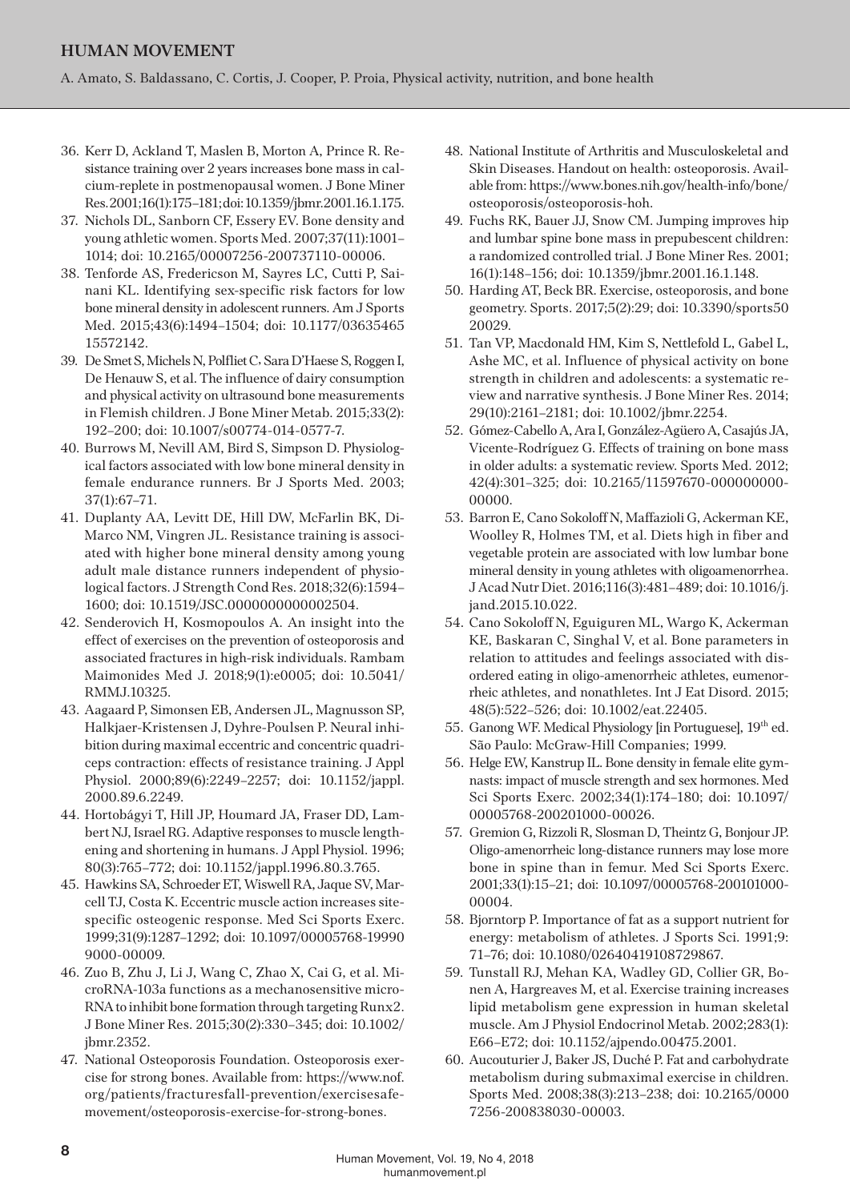36. Kerr D, Ackland T, Maslen B, Morton A, Prince R. Resistance training over 2 years increases bone mass in calcium-replete in postmenopausal women. J Bone Miner Res. 2001;16(1):175–181; doi: 10.1359/jbmr.2001.16.1.175.
37. Nichols DL, Sanborn CF, Essery EV. Bone density and young athletic women. Sports Med. 2007;37(11):1001–1014; doi: 10.2165/00007256-200737110-00006.
38. Tenforde AS, Fredericson M, Sayres LC, Cutti P, Sainani KL. Identifying sex-specific risk factors for low bone mineral density in adolescent runners. Am J Sports Med. 2015;43(6):1494–1504; doi: 10.1177/03635465 15572142.
39. De Smet S, Michels N, Polfliet C, Sara D'Haese S, Roggen I, De Henauw S, et al. The influence of dairy consumption and physical activity on ultrasound bone measurements in Flemish children. J Bone Miner Metab. 2015;33(2): 192–200; doi: 10.1007/s00774-014-0577-7.
40. Burrows M, Nevill AM, Bird S, Simpson D. Physiological factors associated with low bone mineral density in female endurance runners. Br J Sports Med. 2003; 37(1):67–71.
41. Duplanty AA, Levitt DE, Hill DW, McFarlin BK, DiMarco NM, Vingren JL. Resistance training is associated with higher bone mineral density among young adult male distance runners independent of physiological factors. J Strength Cond Res. 2018;32(6):1594–1600; doi: 10.1519/JSC.0000000000002504.
42. Senderovich H, Kosmopoulos A. An insight into the effect of exercises on the prevention of osteoporosis and associated fractures in high-risk individuals. Rambam Maimonides Med J. 2018;9(1):e0005; doi: 10.5041/ RMMJ.10325.
43. Aagaard P, Simonsen EB, Andersen JL, Magnusson SP, Halkjaer-Kristensen J, Dyhre-Poulsen P. Neural inhibition during maximal eccentric and concentric quadriceps contraction: effects of resistance training. J Appl Physiol. 2000;89(6):2249–2257; doi: 10.1152/jappl. 2000.89.6.2249.
44. Hortobágyi T, Hill JP, Houmard JA, Fraser DD, Lambert NJ, Israel RG. Adaptive responses to muscle lengthening and shortening in humans. J Appl Physiol. 1996; 80(3):765–772; doi: 10.1152/jappl.1996.80.3.765.
45. Hawkins SA, Schroeder ET, Wiswell RA, Jaque SV, Marcell TJ, Costa K. Eccentric muscle action increases site-specific osteogenic response. Med Sci Sports Exerc. 1999;31(9):1287–1292; doi: 10.1097/00005768-19990 9000-00009.
46. Zuo B, Zhu J, Li J, Wang C, Zhao X, Cai G, et al. MicroRNA-103a functions as a mechanosensitive microRNA to inhibit bone formation through targeting Runx2. J Bone Miner Res. 2015;30(2):330–345; doi: 10.1002/ jbmr.2352.
47. National Osteoporosis Foundation. Osteoporosis exercise for strong bones. Available from: https://www.nof.org/patients/fracturesfall-prevention/exercisesafe-movement/osteoporosis-exercise-for-strong-bones.
48. National Institute of Arthritis and Musculoskeletal and Skin Diseases. Handout on health: osteoporosis. Available from: https://www.bones.nih.gov/health-info/bone/ osteoporosis/osteoporosis-hoh.
49. Fuchs RK, Bauer JJ, Snow CM. Jumping improves hip and lumbar spine bone mass in prepubescent children: a randomized controlled trial. J Bone Miner Res. 2001; 16(1):148–156; doi: 10.1359/jbmr.2001.16.1.148.
50. Harding AT, Beck BR. Exercise, osteoporosis, and bone geometry. Sports. 2017;5(2):29; doi: 10.3390/sports50 20029.
51. Tan VP, Macdonald HM, Kim S, Nettlefold L, Gabel L, Ashe MC, et al. Influence of physical activity on bone strength in children and adolescents: a systematic review and narrative synthesis. J Bone Miner Res. 2014; 29(10):2161–2181; doi: 10.1002/jbmr.2254.
52. Gómez-Cabello A, Ara I, González-Agüero A, Casajús JA, Vicente-Rodríguez G. Effects of training on bone mass in older adults: a systematic review. Sports Med. 2012; 42(4):301–325; doi: 10.2165/11597670-000000000-00000.
53. Barron E, Cano Sokoloff N, Maffazioli G, Ackerman KE, Woolley R, Holmes TM, et al. Diets high in fiber and vegetable protein are associated with low lumbar bone mineral density in young athletes with oligoamenorrhea. J Acad Nutr Diet. 2016;116(3):481–489; doi: 10.1016/j. jand.2015.10.022.
54. Cano Sokoloff N, Eguiguren ML, Wargo K, Ackerman KE, Baskaran C, Singhal V, et al. Bone parameters in relation to attitudes and feelings associated with disordered eating in oligo-amenorrheic athletes, eumenorrheic athletes, and nonathletes. Int J Eat Disord. 2015; 48(5):522–526; doi: 10.1002/eat.22405.
55. Ganong WF. Medical Physiology [in Portuguese], 19th ed. São Paulo: McGraw-Hill Companies; 1999.
56. Helge EW, Kanstrup IL. Bone density in female elite gymnasts: impact of muscle strength and sex hormones. Med Sci Sports Exerc. 2002;34(1):174–180; doi: 10.1097/ 00005768-200201000-00026.
57. Gremion G, Rizzoli R, Slosman D, Theintz G, Bonjour JP. Oligo-amenorrheic long-distance runners may lose more bone in spine than in femur. Med Sci Sports Exerc. 2001;33(1):15–21; doi: 10.1097/00005768-200101000-00004.
58. Bjorntorp P. Importance of fat as a support nutrient for energy: metabolism of athletes. J Sports Sci. 1991;9: 71–76; doi: 10.1080/02640419108729867.
59. Tunstall RJ, Mehan KA, Wadley GD, Collier GR, Bonen A, Hargreaves M, et al. Exercise training increases lipid metabolism gene expression in human skeletal muscle. Am J Physiol Endocrinol Metab. 2002;283(1): E66–E72; doi: 10.1152/ajpendo.00475.2001.
60. Aucouturier J, Baker JS, Duché P. Fat and carbohydrate metabolism during submaximal exercise in children. Sports Med. 2008;38(3):213–238; doi: 10.2165/0000 7256-200838030-00003.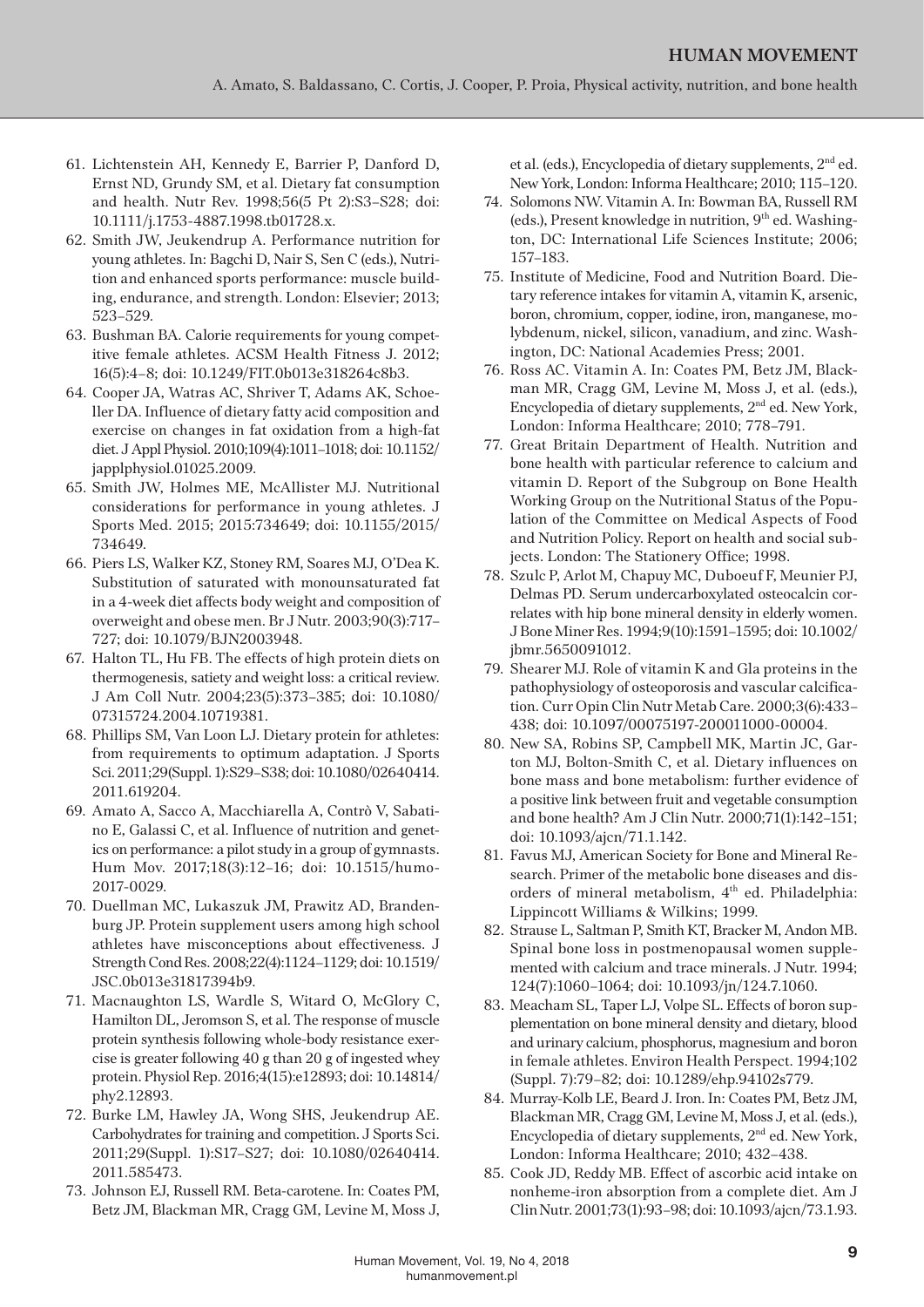61. Lichtenstein AH, Kennedy E, Barrier P, Danford D, Ernst ND, Grundy SM, et al. Dietary fat consumption and health. Nutr Rev. 1998;56(5 Pt 2):S3–S28; doi: 10.1111/j.1753-4887.1998.tb01728.x.
62. Smith JW, Jeukendrup A. Performance nutrition for young athletes. In: Bagchi D, Nair S, Sen C (eds.), Nutrition and enhanced sports performance: muscle building, endurance, and strength. London: Elsevier; 2013; 523–529.
63. Bushman BA. Calorie requirements for young competitive female athletes. ACSM Health Fitness J. 2012; 16(5):4–8; doi: 10.1249/FIT.0b013e318264c8b3.
64. Cooper JA, Watras AC, Shriver T, Adams AK, Schoeller DA. Influence of dietary fatty acid composition and exercise on changes in fat oxidation from a high-fat diet. J Appl Physiol. 2010;109(4):1011–1018; doi: 10.1152/japplphysiol.01025.2009.
65. Smith JW, Holmes ME, McAllister MJ. Nutritional considerations for performance in young athletes. J Sports Med. 2015; 2015:734649; doi: 10.1155/2015/734649.
66. Piers LS, Walker KZ, Stoney RM, Soares MJ, O'Dea K. Substitution of saturated with monounsaturated fat in a 4-week diet affects body weight and composition of overweight and obese men. Br J Nutr. 2003;90(3):717–727; doi: 10.1079/BJN2003948.
67. Halton TL, Hu FB. The effects of high protein diets on thermogenesis, satiety and weight loss: a critical review. J Am Coll Nutr. 2004;23(5):373–385; doi: 10.1080/07315724.2004.10719381.
68. Phillips SM, Van Loon LJ. Dietary protein for athletes: from requirements to optimum adaptation. J Sports Sci. 2011;29(Suppl. 1):S29–S38; doi: 10.1080/02640414.2011.619204.
69. Amato A, Sacco A, Macchiarella A, Contrò V, Sabatino E, Galassi C, et al. Influence of nutrition and genetics on performance: a pilot study in a group of gymnasts. Hum Mov. 2017;18(3):12–16; doi: 10.1515/humo-2017-0029.
70. Duellman MC, Lukaszuk JM, Prawitz AD, Brandenburg JP. Protein supplement users among high school athletes have misconceptions about effectiveness. J Strength Cond Res. 2008;22(4):1124–1129; doi: 10.1519/JSC.0b013e31817394b9.
71. Macnaughton LS, Wardle S, Witard O, McGlory C, Hamilton DL, Jeromson S, et al. The response of muscle protein synthesis following whole-body resistance exercise is greater following 40 g than 20 g of ingested whey protein. Physiol Rep. 2016;4(15):e12893; doi: 10.14814/phy2.12893.
72. Burke LM, Hawley JA, Wong SHS, Jeukendrup AE. Carbohydrates for training and competition. J Sports Sci. 2011;29(Suppl. 1):S17–S27; doi: 10.1080/02640414.2011.585473.
73. Johnson EJ, Russell RM. Beta-carotene. In: Coates PM, Betz JM, Blackman MR, Cragg GM, Levine M, Moss J, et al. (eds.), Encyclopedia of dietary supplements, 2nd ed. New York, London: Informa Healthcare; 2010; 115–120.
74. Solomons NW. Vitamin A. In: Bowman BA, Russell RM (eds.), Present knowledge in nutrition, 9th ed. Washington, DC: International Life Sciences Institute; 2006; 157–183.
75. Institute of Medicine, Food and Nutrition Board. Dietary reference intakes for vitamin A, vitamin K, arsenic, boron, chromium, copper, iodine, iron, manganese, molybdenum, nickel, silicon, vanadium, and zinc. Washington, DC: National Academies Press; 2001.
76. Ross AC. Vitamin A. In: Coates PM, Betz JM, Blackman MR, Cragg GM, Levine M, Moss J, et al. (eds.), Encyclopedia of dietary supplements, 2nd ed. New York, London: Informa Healthcare; 2010; 778–791.
77. Great Britain Department of Health. Nutrition and bone health with particular reference to calcium and vitamin D. Report of the Subgroup on Bone Health Working Group on the Nutritional Status of the Population of the Committee on Medical Aspects of Food and Nutrition Policy. Report on health and social subjects. London: The Stationery Office; 1998.
78. Szulc P, Arlot M, Chapuy MC, Duboeuf F, Meunier PJ, Delmas PD. Serum undercarboxylated osteocalcin correlates with hip bone mineral density in elderly women. J Bone Miner Res. 1994;9(10):1591–1595; doi: 10.1002/jbmr.5650091012.
79. Shearer MJ. Role of vitamin K and Gla proteins in the pathophysiology of osteoporosis and vascular calcification. Curr Opin Clin Nutr Metab Care. 2000;3(6):433–438; doi: 10.1097/00075197-200011000-00004.
80. New SA, Robins SP, Campbell MK, Martin JC, Garton MJ, Bolton-Smith C, et al. Dietary influences on bone mass and bone metabolism: further evidence of a positive link between fruit and vegetable consumption and bone health? Am J Clin Nutr. 2000;71(1):142–151; doi: 10.1093/ajcn/71.1.142.
81. Favus MJ, American Society for Bone and Mineral Research. Primer of the metabolic bone diseases and disorders of mineral metabolism, 4th ed. Philadelphia: Lippincott Williams & Wilkins; 1999.
82. Strause L, Saltman P, Smith KT, Bracker M, Andon MB. Spinal bone loss in postmenopausal women supplemented with calcium and trace minerals. J Nutr. 1994; 124(7):1060–1064; doi: 10.1093/jn/124.7.1060.
83. Meacham SL, Taper LJ, Volpe SL. Effects of boron supplementation on bone mineral density and dietary, blood and urinary calcium, phosphorus, magnesium and boron in female athletes. Environ Health Perspect. 1994;102 (Suppl. 7):79–82; doi: 10.1289/ehp.94102s779.
84. Murray-Kolb LE, Beard J. Iron. In: Coates PM, Betz JM, Blackman MR, Cragg GM, Levine M, Moss J, et al. (eds.), Encyclopedia of dietary supplements, 2nd ed. New York, London: Informa Healthcare; 2010; 432–438.
85. Cook JD, Reddy MB. Effect of ascorbic acid intake on nonheme-iron absorption from a complete diet. Am J Clin Nutr. 2001;73(1):93–98; doi: 10.1093/ajcn/73.1.93.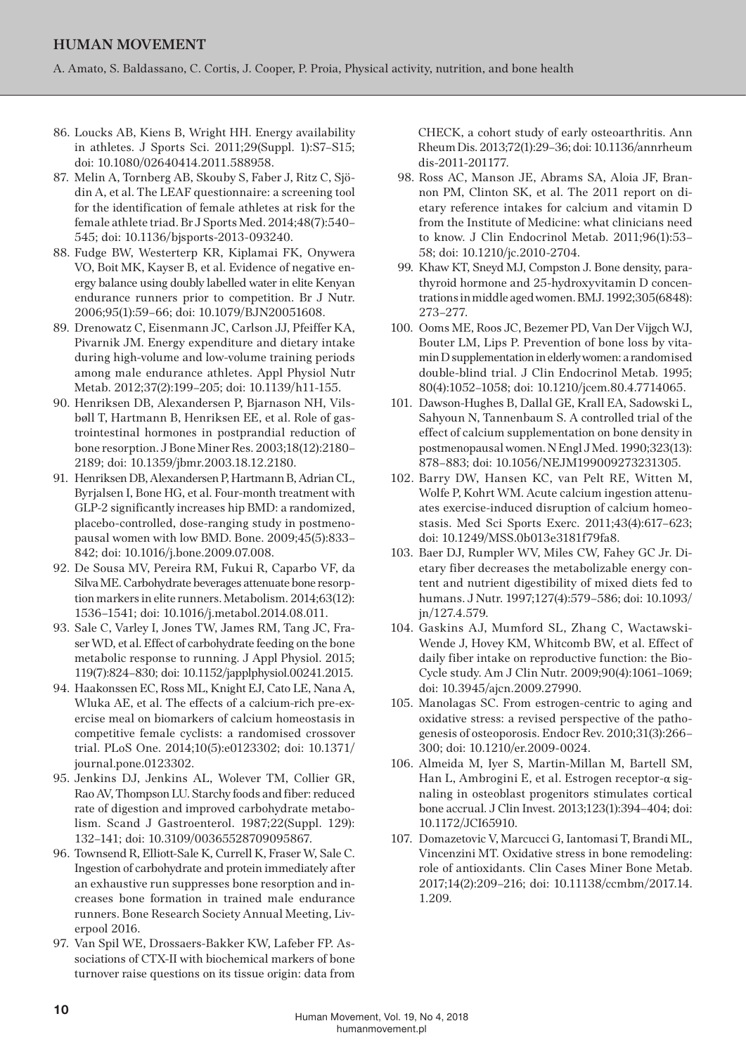86. Loucks AB, Kiens B, Wright HH. Energy availability in athletes. J Sports Sci. 2011;29(Suppl. 1):S7–S15; doi: 10.1080/02640414.2011.588958.
87. Melin A, Tornberg AB, Skouby S, Faber J, Ritz C, Sjödin A, et al. The LEAF questionnaire: a screening tool for the identification of female athletes at risk for the female athlete triad. Br J Sports Med. 2014;48(7):540–545; doi: 10.1136/bjsports-2013-093240.
88. Fudge BW, Westerterp KR, Kiplamai FK, Onywera VO, Boit MK, Kayser B, et al. Evidence of negative energy balance using doubly labelled water in elite Kenyan endurance runners prior to competition. Br J Nutr. 2006;95(1):59–66; doi: 10.1079/BJN20051608.
89. Drenowatz C, Eisenmann JC, Carlson JJ, Pfeiffer KA, Pivarnik JM. Energy expenditure and dietary intake during high-volume and low-volume training periods among male endurance athletes. Appl Physiol Nutr Metab. 2012;37(2):199–205; doi: 10.1139/h11-155.
90. Henriksen DB, Alexandersen P, Bjarnason NH, Vilsbøll T, Hartmann B, Henriksen EE, et al. Role of gastrointestinal hormones in postprandial reduction of bone resorption. J Bone Miner Res. 2003;18(12):2180–2189; doi: 10.1359/jbmr.2003.18.12.2180.
91. Henriksen DB, Alexandersen P, Hartmann B, Adrian CL, Byrjalsen I, Bone HG, et al. Four-month treatment with GLP-2 significantly increases hip BMD: a randomized, placebo-controlled, dose-ranging study in postmenopausal women with low BMD. Bone. 2009;45(5):833–842; doi: 10.1016/j.bone.2009.07.008.
92. De Sousa MV, Pereira RM, Fukui R, Caparbo VF, da Silva ME. Carbohydrate beverages attenuate bone resorption markers in elite runners. Metabolism. 2014;63(12):1536–1541; doi: 10.1016/j.metabol.2014.08.011.
93. Sale C, Varley I, Jones TW, James RM, Tang JC, Fraser WD, et al. Effect of carbohydrate feeding on the bone metabolic response to running. J Appl Physiol. 2015;119(7):824–830; doi: 10.1152/japplphysiol.00241.2015.
94. Haakonssen EC, Ross ML, Knight EJ, Cato LE, Nana A, Wluka AE, et al. The effects of a calcium-rich pre-exercise meal on biomarkers of calcium homeostasis in competitive female cyclists: a randomised crossover trial. PLoS One. 2014;10(5):e0123302; doi: 10.1371/journal.pone.0123302.
95. Jenkins DJ, Jenkins AL, Wolever TM, Collier GR, Rao AV, Thompson LU. Starchy foods and fiber: reduced rate of digestion and improved carbohydrate metabolism. Scand J Gastroenterol. 1987;22(Suppl. 129):132–141; doi: 10.3109/00365528709095867.
96. Townsend R, Elliott-Sale K, Currell K, Fraser W, Sale C. Ingestion of carbohydrate and protein immediately after an exhaustive run suppresses bone resorption and increases bone formation in trained male endurance runners. Bone Research Society Annual Meeting, Liverpool 2016.
97. Van Spil WE, Drossaers-Bakker KW, Lafeber FP. Associations of CTX-II with biochemical markers of bone turnover raise questions on its tissue origin: data from CHECK, a cohort study of early osteoarthritis. Ann Rheum Dis. 2013;72(1):29–36; doi: 10.1136/annrheumdis-2011-201177.
98. Ross AC, Manson JE, Abrams SA, Aloia JF, Brannon PM, Clinton SK, et al. The 2011 report on dietary reference intakes for calcium and vitamin D from the Institute of Medicine: what clinicians need to know. J Clin Endocrinol Metab. 2011;96(1):53–58; doi: 10.1210/jc.2010-2704.
99. Khaw KT, Sneyd MJ, Compston J. Bone density, parathyroid hormone and 25-hydroxyvitamin D concentrations in middle aged women. BMJ. 1992;305(6848):273–277.
100. Ooms ME, Roos JC, Bezemer PD, Van Der Vijgch WJ, Bouter LM, Lips P. Prevention of bone loss by vitamin D supplementation in elderly women: a randomised double-blind trial. J Clin Endocrinol Metab. 1995;80(4):1052–1058; doi: 10.1210/jcem.80.4.7714065.
101. Dawson-Hughes B, Dallal GE, Krall EA, Sadowski L, Sahyoun N, Tannenbaum S. A controlled trial of the effect of calcium supplementation on bone density in postmenopausal women. N Engl J Med. 1990;323(13):878–883; doi: 10.1056/NEJM199009273231305.
102. Barry DW, Hansen KC, van Pelt RE, Witten M, Wolfe P, Kohrt WM. Acute calcium ingestion attenuates exercise-induced disruption of calcium homeostasis. Med Sci Sports Exerc. 2011;43(4):617–623; doi: 10.1249/MSS.0b013e3181f79fa8.
103. Baer DJ, Rumpler WV, Miles CW, Fahey GC Jr. Dietary fiber decreases the metabolizable energy content and nutrient digestibility of mixed diets fed to humans. J Nutr. 1997;127(4):579–586; doi: 10.1093/jn/127.4.579.
104. Gaskins AJ, Mumford SL, Zhang C, Wactawski-Wende J, Hovey KM, Whitcomb BW, et al. Effect of daily fiber intake on reproductive function: the BioCycle study. Am J Clin Nutr. 2009;90(4):1061–1069; doi: 10.3945/ajcn.2009.27990.
105. Manolagas SC. From estrogen-centric to aging and oxidative stress: a revised perspective of the pathogenesis of osteoporosis. Endocr Rev. 2010;31(3):266–300; doi: 10.1210/er.2009-0024.
106. Almeida M, Iyer S, Martin-Millan M, Bartell SM, Han L, Ambrogini E, et al. Estrogen receptor-α signaling in osteoblast progenitors stimulates cortical bone accrual. J Clin Invest. 2013;123(1):394–404; doi: 10.1172/JCI65910.
107. Domazetovic V, Marcucci G, Iantomasi T, Brandi ML, Vincenzini MT. Oxidative stress in bone remodeling: role of antioxidants. Clin Cases Miner Bone Metab. 2017;14(2):209–216; doi: 10.11138/ccmbm/2017.14.1.209.